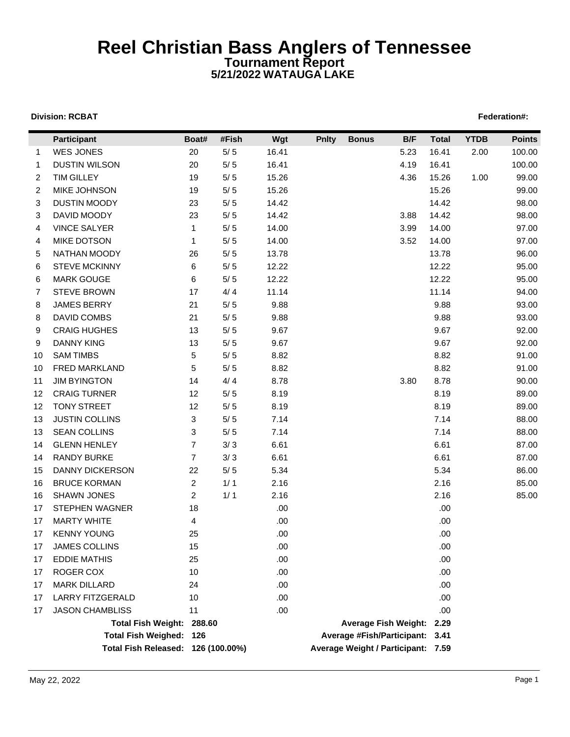# Reel Christian Bass Anglers of Tennessee

## Tournament Report

## 5/21/2022 WATAUGA LAKE

**Division: RCBAT** **Federation#:**

| | Participant | Boat# | #Fish | Wgt | Pnlty | Bonus | B/F | Total | YTDB | Points |
|---|---|---|---|---|---|---|---|---|---|---|
| 1 | WES JONES | 20 | 5/ 5 | 16.41 | | | 5.23 | 16.41 | 2.00 | 100.00 |
| 1 | DUSTIN WILSON | 20 | 5/ 5 | 16.41 | | | 4.19 | 16.41 | | 100.00 |
| 2 | TIM GILLEY | 19 | 5/ 5 | 15.26 | | | 4.36 | 15.26 | 1.00 | 99.00 |
| 2 | MIKE JOHNSON | 19 | 5/ 5 | 15.26 | | | | 15.26 | | 99.00 |
| 3 | DUSTIN MOODY | 23 | 5/ 5 | 14.42 | | | | 14.42 | | 98.00 |
| 3 | DAVID MOODY | 23 | 5/ 5 | 14.42 | | | 3.88 | 14.42 | | 98.00 |
| 4 | VINCE SALYER | 1 | 5/ 5 | 14.00 | | | 3.99 | 14.00 | | 97.00 |
| 4 | MIKE DOTSON | 1 | 5/ 5 | 14.00 | | | 3.52 | 14.00 | | 97.00 |
| 5 | NATHAN MOODY | 26 | 5/ 5 | 13.78 | | | | 13.78 | | 96.00 |
| 6 | STEVE MCKINNY | 6 | 5/ 5 | 12.22 | | | | 12.22 | | 95.00 |
| 6 | MARK GOUGE | 6 | 5/ 5 | 12.22 | | | | 12.22 | | 95.00 |
| 7 | STEVE BROWN | 17 | 4/ 4 | 11.14 | | | | 11.14 | | 94.00 |
| 8 | JAMES BERRY | 21 | 5/ 5 | 9.88 | | | | 9.88 | | 93.00 |
| 8 | DAVID COMBS | 21 | 5/ 5 | 9.88 | | | | 9.88 | | 93.00 |
| 9 | CRAIG HUGHES | 13 | 5/ 5 | 9.67 | | | | 9.67 | | 92.00 |
| 9 | DANNY KING | 13 | 5/ 5 | 9.67 | | | | 9.67 | | 92.00 |
| 10 | SAM TIMBS | 5 | 5/ 5 | 8.82 | | | | 8.82 | | 91.00 |
| 10 | FRED MARKLAND | 5 | 5/ 5 | 8.82 | | | | 8.82 | | 91.00 |
| 11 | JIM BYINGTON | 14 | 4/ 4 | 8.78 | | | 3.80 | 8.78 | | 90.00 |
| 12 | CRAIG TURNER | 12 | 5/ 5 | 8.19 | | | | 8.19 | | 89.00 |
| 12 | TONY STREET | 12 | 5/ 5 | 8.19 | | | | 8.19 | | 89.00 |
| 13 | JUSTIN COLLINS | 3 | 5/ 5 | 7.14 | | | | 7.14 | | 88.00 |
| 13 | SEAN COLLINS | 3 | 5/ 5 | 7.14 | | | | 7.14 | | 88.00 |
| 14 | GLENN HENLEY | 7 | 3/ 3 | 6.61 | | | | 6.61 | | 87.00 |
| 14 | RANDY BURKE | 7 | 3/ 3 | 6.61 | | | | 6.61 | | 87.00 |
| 15 | DANNY DICKERSON | 22 | 5/ 5 | 5.34 | | | | 5.34 | | 86.00 |
| 16 | BRUCE KORMAN | 2 | 1/ 1 | 2.16 | | | | 2.16 | | 85.00 |
| 16 | SHAWN JONES | 2 | 1/ 1 | 2.16 | | | | 2.16 | | 85.00 |
| 17 | STEPHEN WAGNER | 18 | | .00 | | | | .00 | | |
| 17 | MARTY WHITE | 4 | | .00 | | | | .00 | | |
| 17 | KENNY YOUNG | 25 | | .00 | | | | .00 | | |
| 17 | JAMES COLLINS | 15 | | .00 | | | | .00 | | |
| 17 | EDDIE MATHIS | 25 | | .00 | | | | .00 | | |
| 17 | ROGER COX | 10 | | .00 | | | | .00 | | |
| 17 | MARK DILLARD | 24 | | .00 | | | | .00 | | |
| 17 | LARRY FITZGERALD | 10 | | .00 | | | | .00 | | |
| 17 | JASON CHAMBLISS | 11 | | .00 | | | | .00 | | |

**Total Fish Weight:** 288.60  **Average Fish Weight:** 2.29

**Total Fish Weighed:** 126  **Average #Fish/Participant:** 3.41

**Total Fish Released:** 126 (100.00%)  **Average Weight / Participant:** 7.59

May 22, 2022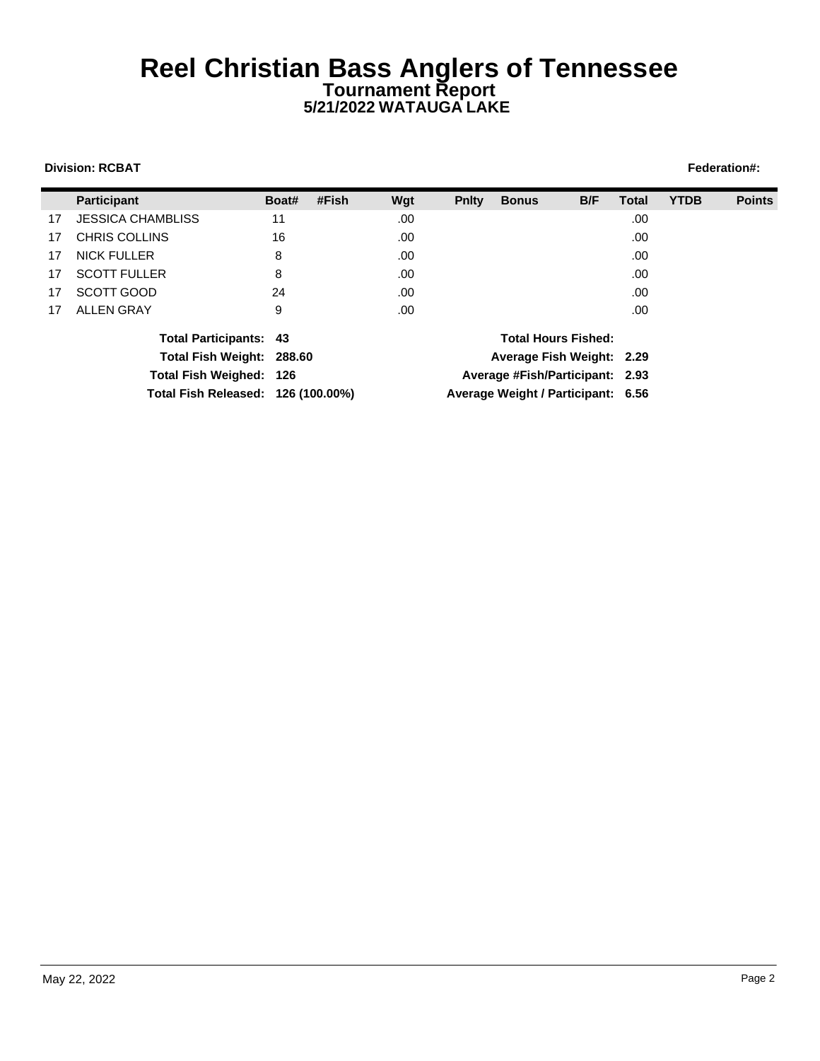# Reel Christian Bass Anglers of Tennessee

## Tournament Report

## 5/21/2022 WATAUGA LAKE

**Division: RCBAT** **Federation#:**

| | Participant | Boat# | #Fish | Wgt | Pnlty | Bonus | B/F | Total | YTDB | Points |
|---|---|---|---|---|---|---|---|---|---|---|
| 17 | JESSICA CHAMBLISS | 11 | | .00 | | | | .00 | | |
| 17 | CHRIS COLLINS | 16 | | .00 | | | | .00 | | |
| 17 | NICK FULLER | 8 | | .00 | | | | .00 | | |
| 17 | SCOTT FULLER | 8 | | .00 | | | | .00 | | |
| 17 | SCOTT GOOD | 24 | | .00 | | | | .00 | | |
| 17 | ALLEN GRAY | 9 | | .00 | | | | .00 | | |

**Total Participants:** 43

**Total Fish Weight:** 288.60

**Total Fish Weighed:** 126

**Total Fish Released:** 126 (100.00%)

**Total Hours Fished:**

**Average Fish Weight:** 2.29

**Average #Fish/Participant:** 2.93

**Average Weight / Participant:** 6.56

May 22, 2022